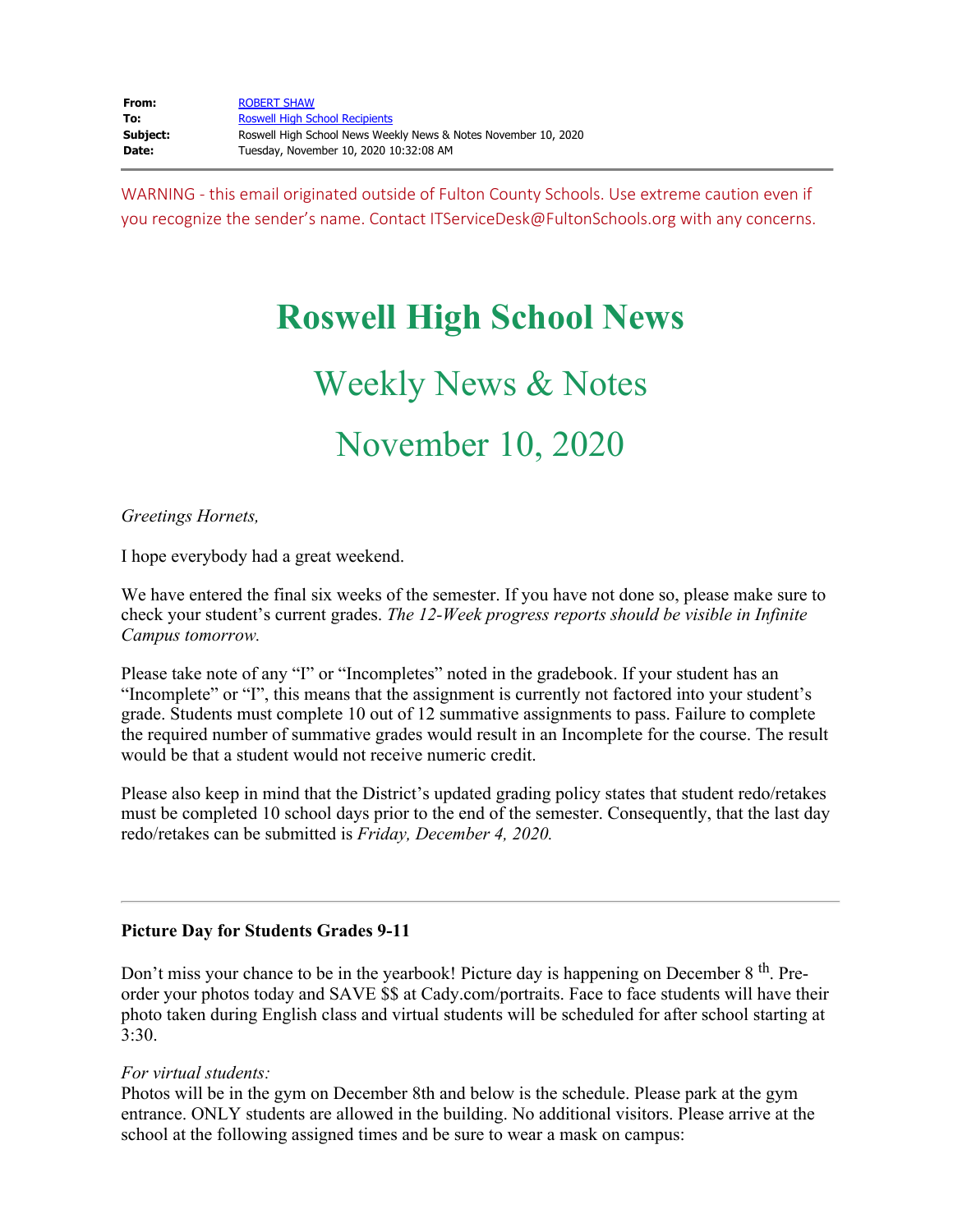| | |
|---|---|
| **From:** | ROBERT SHAW |
| **To:** | Roswell High School Recipients |
| **Subject:** | Roswell High School News Weekly News & Notes November 10, 2020 |
| **Date:** | Tuesday, November 10, 2020 10:32:08 AM |

---

WARNING - this email originated outside of Fulton County Schools. Use extreme caution even if you recognize the sender's name. Contact ITServiceDesk@FultonSchools.org with any concerns.

# Roswell High School News

## Weekly News & Notes

## November 10, 2020

*Greetings Hornets,*

I hope everybody had a great weekend.

We have entered the final six weeks of the semester. If you have not done so, please make sure to check your student's current grades. *The 12-Week progress reports should be visible in Infinite Campus tomorrow.*

Please take note of any "I" or "Incompletes" noted in the gradebook. If your student has an "Incomplete" or "I", this means that the assignment is currently not factored into your student's grade. Students must complete 10 out of 12 summative assignments to pass. Failure to complete the required number of summative grades would result in an Incomplete for the course. The result would be that a student would not receive numeric credit.

Please also keep in mind that the District's updated grading policy states that student redo/retakes must be completed 10 school days prior to the end of the semester. Consequently, that the last day redo/retakes can be submitted is *Friday, December 4, 2020.*

---

**Picture Day for Students Grades 9-11**

Don't miss your chance to be in the yearbook! Picture day is happening on December 8th. Pre-order your photos today and SAVE $$ at Cady.com/portraits. Face to face students will have their photo taken during English class and virtual students will be scheduled for after school starting at 3:30.

*For virtual students:*
Photos will be in the gym on December 8th and below is the schedule. Please park at the gym entrance. ONLY students are allowed in the building. No additional visitors. Please arrive at the school at the following assigned times and be sure to wear a mask on campus: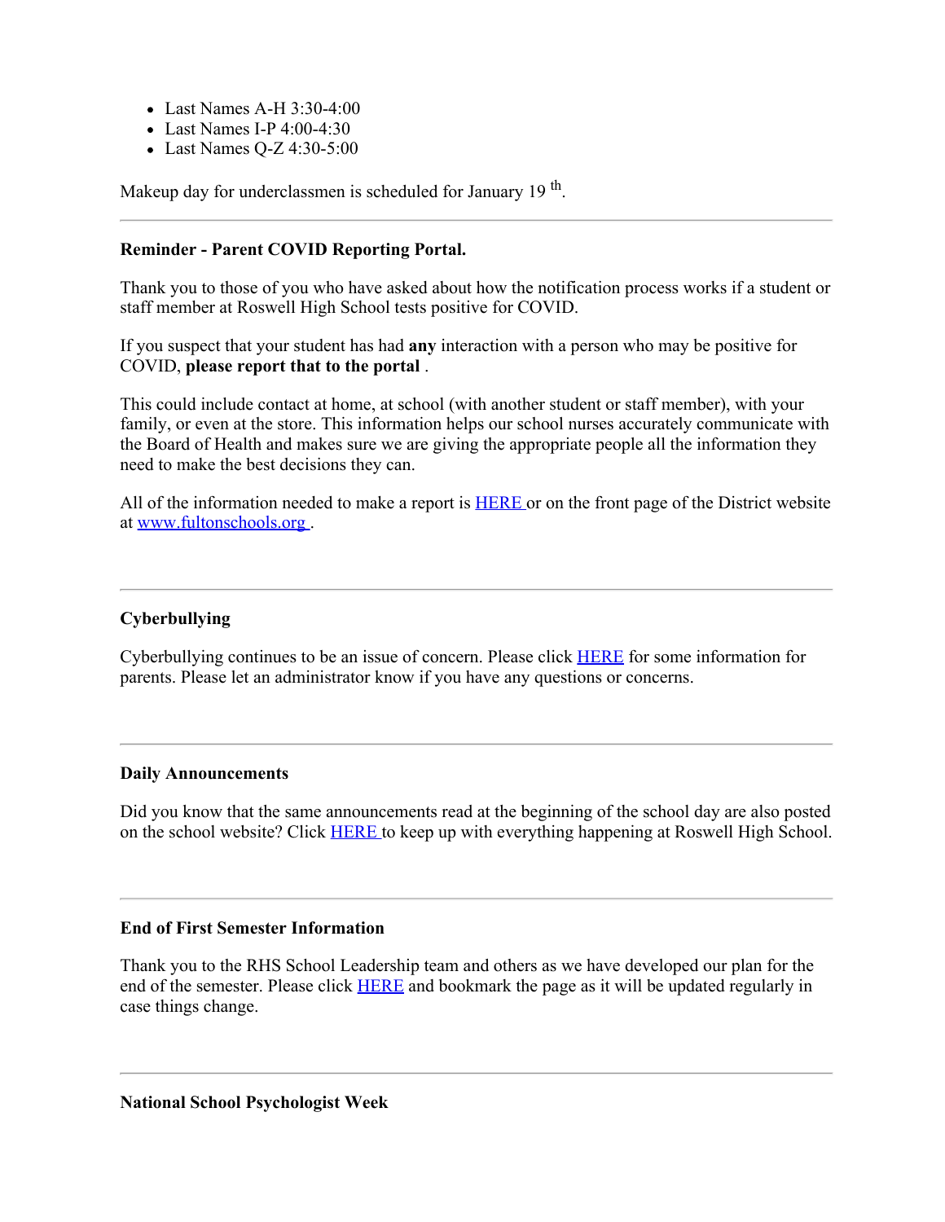- Last Names A-H 3:30-4:00
- Last Names I-P 4:00-4:30
- Last Names Q-Z 4:30-5:00

Makeup day for underclassmen is scheduled for January 19 th.

---

**Reminder - Parent COVID Reporting Portal.**

Thank you to those of you who have asked about how the notification process works if a student or staff member at Roswell High School tests positive for COVID.

If you suspect that your student has had **any** interaction with a person who may be positive for COVID, **please report that to the portal** .

This could include contact at home, at school (with another student or staff member), with your family, or even at the store. This information helps our school nurses accurately communicate with the Board of Health and makes sure we are giving the appropriate people all the information they need to make the best decisions they can.

All of the information needed to make a report is [HERE](#) or on the front page of the District website at [www.fultonschools.org](http://www.fultonschools.org) .

---

**Cyberbullying**

Cyberbullying continues to be an issue of concern. Please click [HERE](#) for some information for parents. Please let an administrator know if you have any questions or concerns.

---

**Daily Announcements**

Did you know that the same announcements read at the beginning of the school day are also posted on the school website? Click [HERE](#) to keep up with everything happening at Roswell High School.

---

**End of First Semester Information**

Thank you to the RHS School Leadership team and others as we have developed our plan for the end of the semester. Please click [HERE](#) and bookmark the page as it will be updated regularly in case things change.

---

**National School Psychologist Week**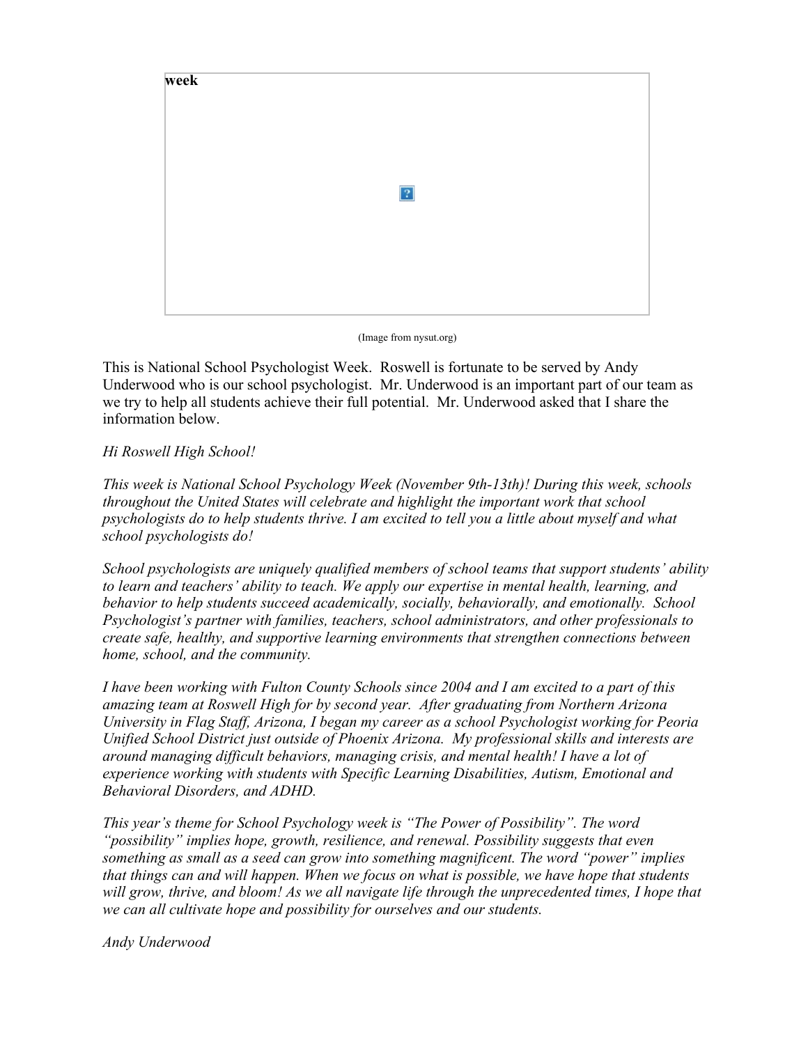week

(Image from nysut.org)

This is National School Psychologist Week. Roswell is fortunate to be served by Andy Underwood who is our school psychologist. Mr. Underwood is an important part of our team as we try to help all students achieve their full potential. Mr. Underwood asked that I share the information below.

*Hi Roswell High School!*

*This week is National School Psychology Week (November 9th-13th)! During this week, schools throughout the United States will celebrate and highlight the important work that school psychologists do to help students thrive. I am excited to tell you a little about myself and what school psychologists do!*

*School psychologists are uniquely qualified members of school teams that support students' ability to learn and teachers' ability to teach. We apply our expertise in mental health, learning, and behavior to help students succeed academically, socially, behaviorally, and emotionally. School Psychologist's partner with families, teachers, school administrators, and other professionals to create safe, healthy, and supportive learning environments that strengthen connections between home, school, and the community.*

*I have been working with Fulton County Schools since 2004 and I am excited to a part of this amazing team at Roswell High for by second year. After graduating from Northern Arizona University in Flag Staff, Arizona, I began my career as a school Psychologist working for Peoria Unified School District just outside of Phoenix Arizona. My professional skills and interests are around managing difficult behaviors, managing crisis, and mental health! I have a lot of experience working with students with Specific Learning Disabilities, Autism, Emotional and Behavioral Disorders, and ADHD.*

*This year's theme for School Psychology week is "The Power of Possibility". The word "possibility" implies hope, growth, resilience, and renewal. Possibility suggests that even something as small as a seed can grow into something magnificent. The word "power" implies that things can and will happen. When we focus on what is possible, we have hope that students will grow, thrive, and bloom! As we all navigate life through the unprecedented times, I hope that we can all cultivate hope and possibility for ourselves and our students.*

*Andy Underwood*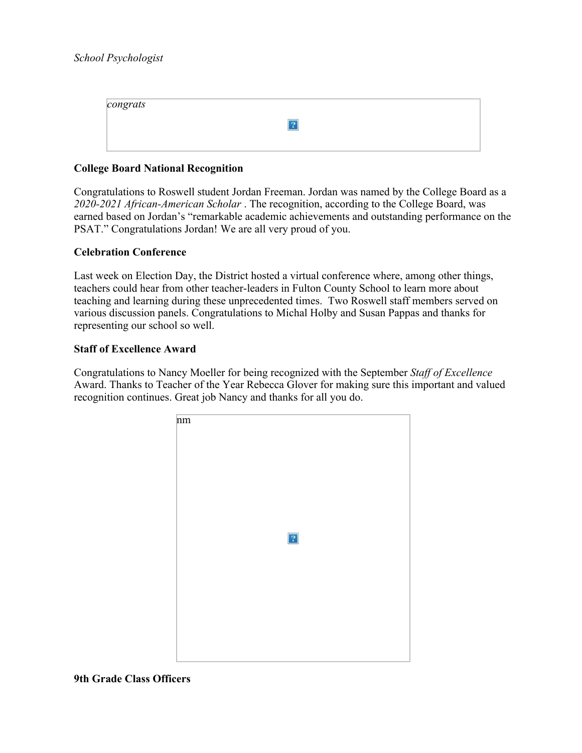*School Psychologist*

congrats

**College Board National Recognition**

Congratulations to Roswell student Jordan Freeman. Jordan was named by the College Board as a *2020-2021 African-American Scholar* . The recognition, according to the College Board, was earned based on Jordan's "remarkable academic achievements and outstanding performance on the PSAT." Congratulations Jordan! We are all very proud of you.

**Celebration Conference**

Last week on Election Day, the District hosted a virtual conference where, among other things, teachers could hear from other teacher-leaders in Fulton County School to learn more about teaching and learning during these unprecedented times.  Two Roswell staff members served on various discussion panels. Congratulations to Michal Holby and Susan Pappas and thanks for representing our school so well.

**Staff of Excellence Award**

Congratulations to Nancy Moeller for being recognized with the September *Staff of Excellence* Award. Thanks to Teacher of the Year Rebecca Glover for making sure this important and valued recognition continues. Great job Nancy and thanks for all you do.

nm

**9th Grade Class Officers**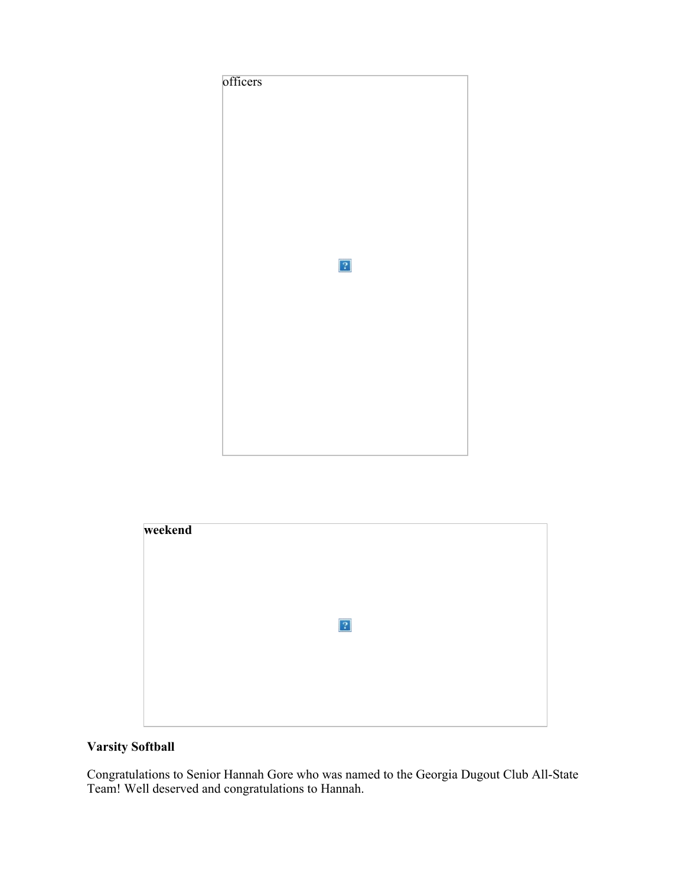officers

**weekend**

**Varsity Softball**

Congratulations to Senior Hannah Gore who was named to the Georgia Dugout Club All-State Team! Well deserved and congratulations to Hannah.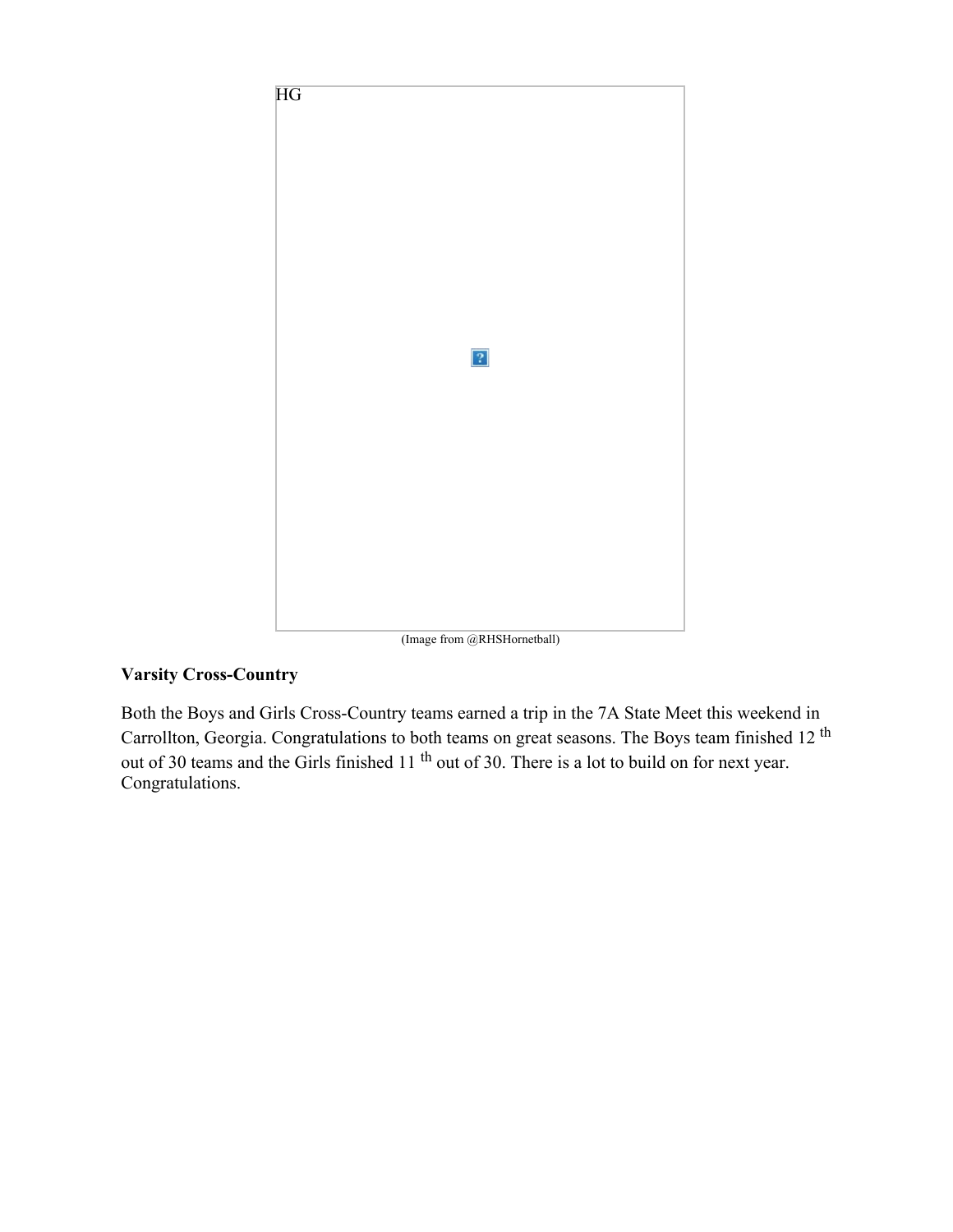HG

(Image from @RHSHornetball)

**Varsity Cross-Country**

Both the Boys and Girls Cross-Country teams earned a trip in the 7A State Meet this weekend in Carrollton, Georgia. Congratulations to both teams on great seasons. The Boys team finished 12 th out of 30 teams and the Girls finished 11 th out of 30. There is a lot to build on for next year. Congratulations.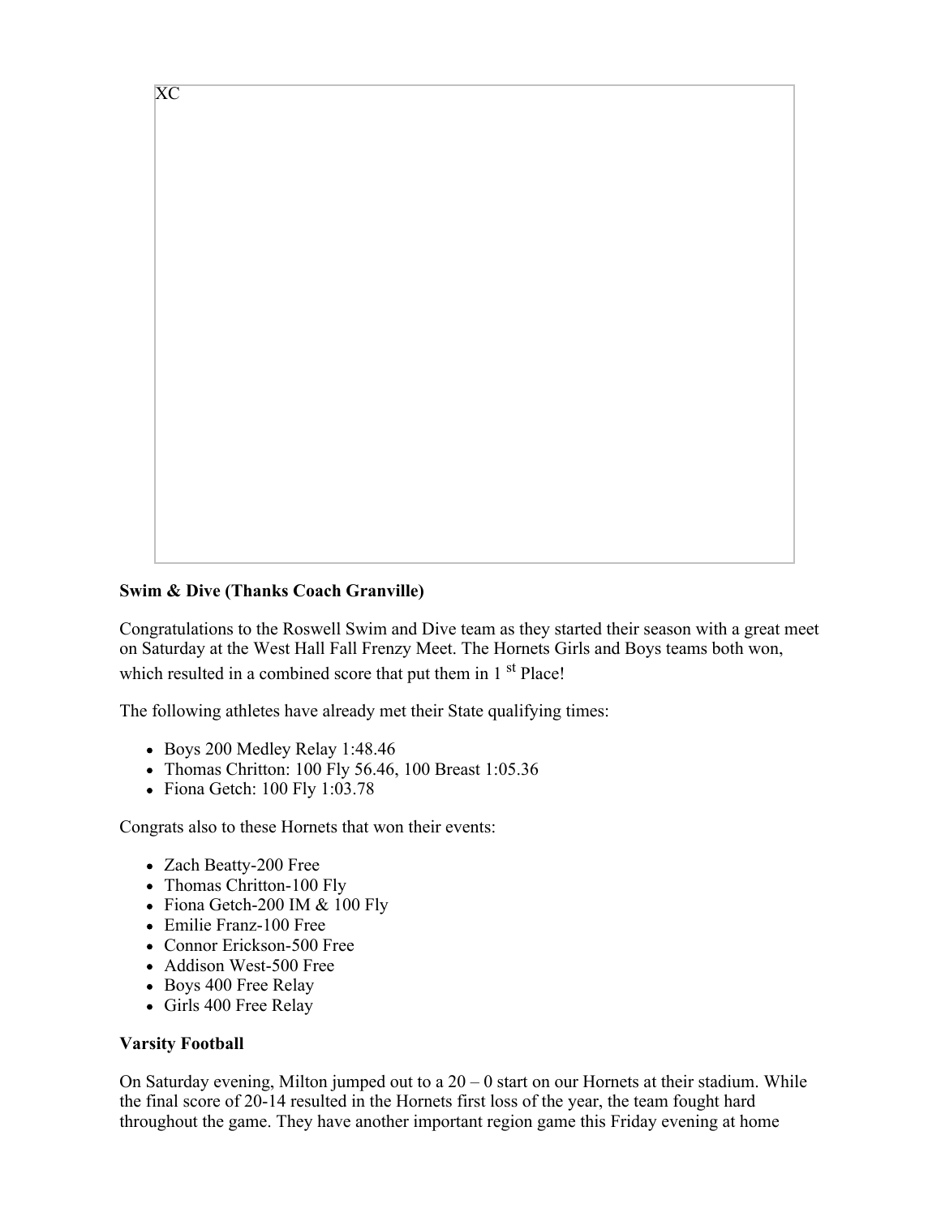XC

**Swim & Dive (Thanks Coach Granville)**

Congratulations to the Roswell Swim and Dive team as they started their season with a great meet on Saturday at the West Hall Fall Frenzy Meet. The Hornets Girls and Boys teams both won, which resulted in a combined score that put them in 1st Place!

The following athletes have already met their State qualifying times:

- Boys 200 Medley Relay 1:48.46
- Thomas Chritton: 100 Fly 56.46, 100 Breast 1:05.36
- Fiona Getch: 100 Fly 1:03.78

Congrats also to these Hornets that won their events:

- Zach Beatty-200 Free
- Thomas Chritton-100 Fly
- Fiona Getch-200 IM & 100 Fly
- Emilie Franz-100 Free
- Connor Erickson-500 Free
- Addison West-500 Free
- Boys 400 Free Relay
- Girls 400 Free Relay

**Varsity Football**

On Saturday evening, Milton jumped out to a 20 – 0 start on our Hornets at their stadium. While the final score of 20-14 resulted in the Hornets first loss of the year, the team fought hard throughout the game. They have another important region game this Friday evening at home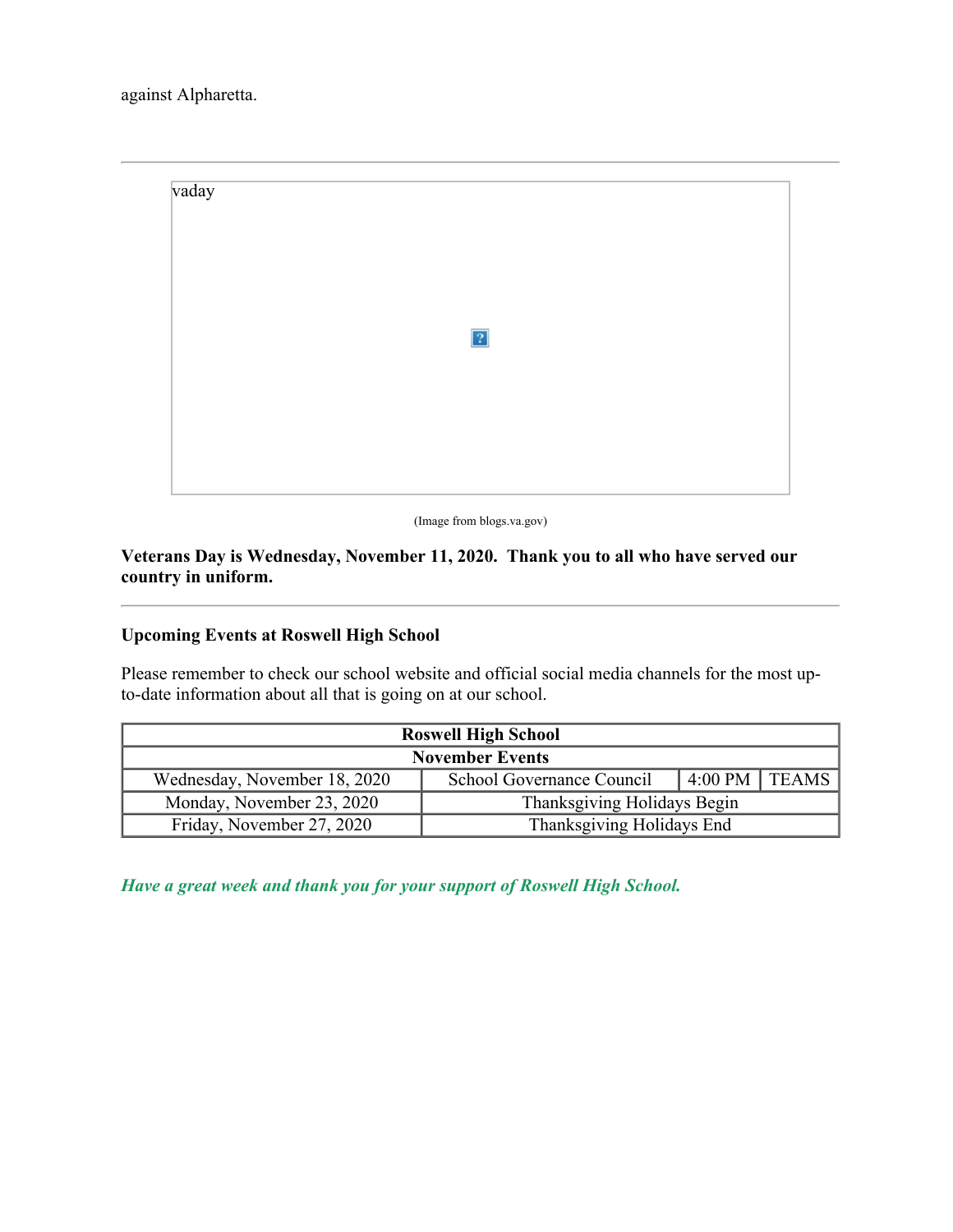against Alpharetta.

---

vaday

(Image from blogs.va.gov)

**Veterans Day is Wednesday, November 11, 2020. Thank you to all who have served our country in uniform.**

---

**Upcoming Events at Roswell High School**

Please remember to check our school website and official social media channels for the most up-to-date information about all that is going on at our school.

| Roswell High School | | | |
|---|---|---|---|
| **November Events** | | | |
| Wednesday, November 18, 2020 | School Governance Council | 4:00 PM | TEAMS |
| Monday, November 23, 2020 | Thanksgiving Holidays Begin | | |
| Friday, November 27, 2020 | Thanksgiving Holidays End | | |

***Have a great week and thank you for your support of Roswell High School.***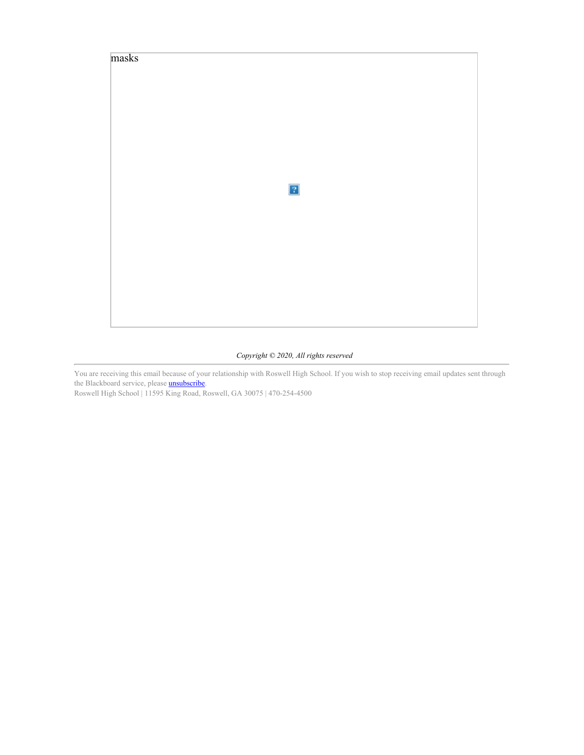masks

*Copyright © 2020, All rights reserved*

---

You are receiving this email because of your relationship with Roswell High School. If you wish to stop receiving email updates sent through the Blackboard service, please unsubscribe.

Roswell High School | 11595 King Road, Roswell, GA 30075 | 470-254-4500